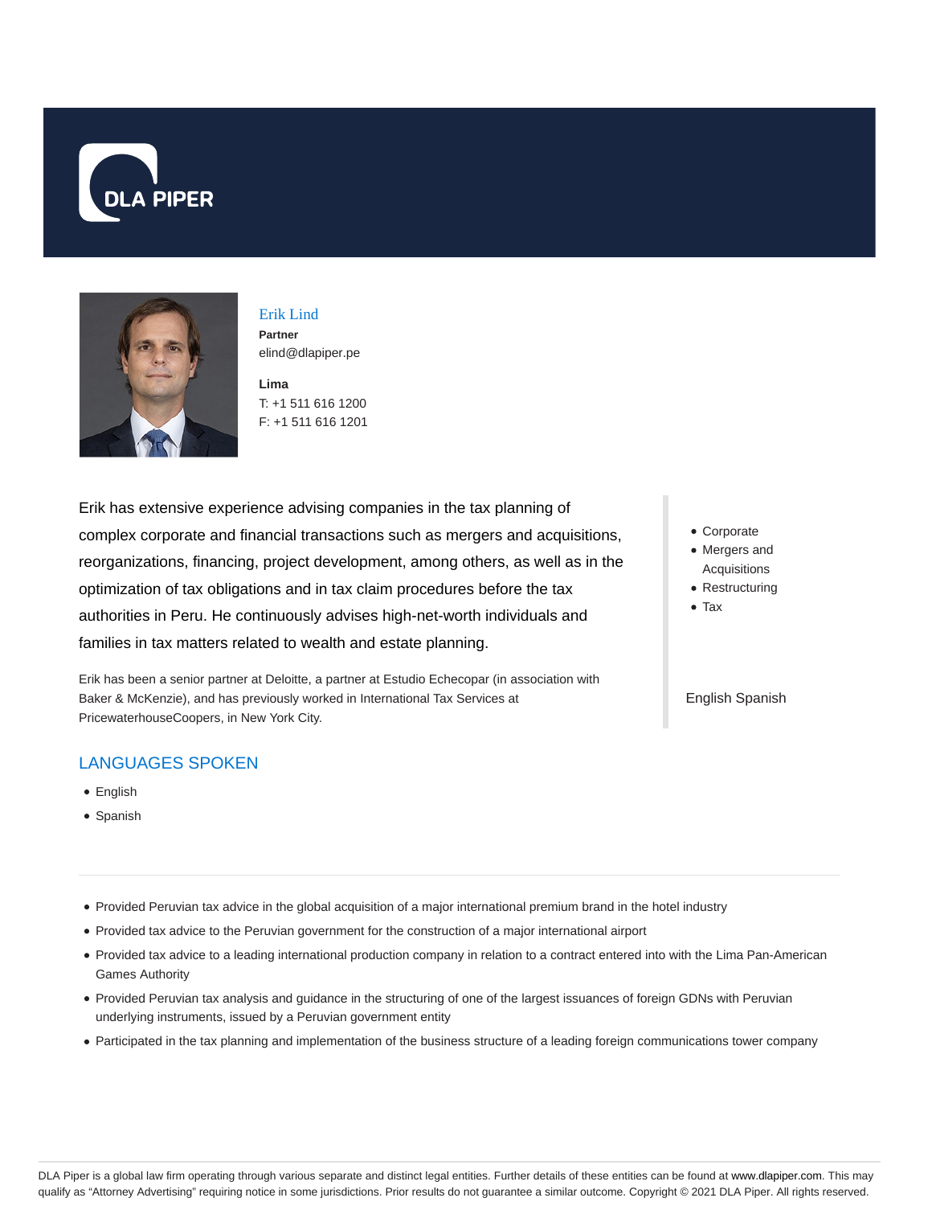DLA PIPER

# Erik Lind

**Partner**
elind@dlapiper.pe

**Lima**
T: +1 511 616 1200
F: +1 511 616 1201

Erik has extensive experience advising companies in the tax planning of complex corporate and financial transactions such as mergers and acquisitions, reorganizations, financing, project development, among others, as well as in the optimization of tax obligations and in tax claim procedures before the tax authorities in Peru. He continuously advises high-net-worth individuals and families in tax matters related to wealth and estate planning.

Erik has been a senior partner at Deloitte, a partner at Estudio Echecopar (in association with Baker & McKenzie), and has previously worked in International Tax Services at PricewaterhouseCoopers, in New York City.

- Corporate
- Mergers and Acquisitions
- Restructuring
- Tax

English Spanish

## LANGUAGES SPOKEN

- English
- Spanish

---

- Provided Peruvian tax advice in the global acquisition of a major international premium brand in the hotel industry
- Provided tax advice to the Peruvian government for the construction of a major international airport
- Provided tax advice to a leading international production company in relation to a contract entered into with the Lima Pan-American Games Authority
- Provided Peruvian tax analysis and guidance in the structuring of one of the largest issuances of foreign GDNs with Peruvian underlying instruments, issued by a Peruvian government entity
- Participated in the tax planning and implementation of the business structure of a leading foreign communications tower company

DLA Piper is a global law firm operating through various separate and distinct legal entities. Further details of these entities can be found at www.dlapiper.com. This may qualify as "Attorney Advertising" requiring notice in some jurisdictions. Prior results do not guarantee a similar outcome. Copyright © 2021 DLA Piper. All rights reserved.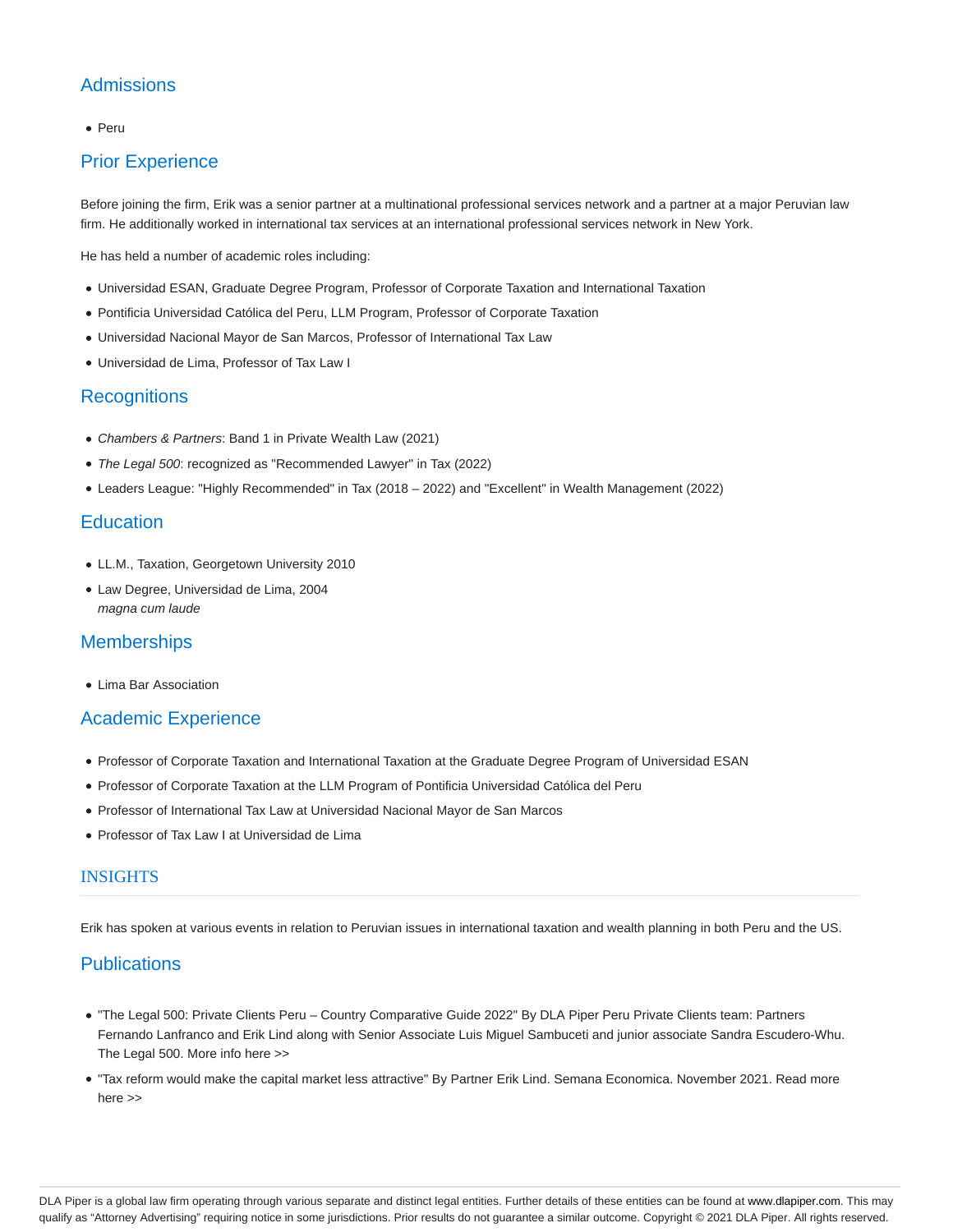## Admissions

- Peru

## Prior Experience

Before joining the firm, Erik was a senior partner at a multinational professional services network and a partner at a major Peruvian law firm. He additionally worked in international tax services at an international professional services network in New York.

He has held a number of academic roles including:

- Universidad ESAN, Graduate Degree Program, Professor of Corporate Taxation and International Taxation
- Pontificia Universidad Católica del Peru, LLM Program, Professor of Corporate Taxation
- Universidad Nacional Mayor de San Marcos, Professor of International Tax Law
- Universidad de Lima, Professor of Tax Law I

## Recognitions

- *Chambers & Partners*: Band 1 in Private Wealth Law (2021)
- *The Legal 500*: recognized as "Recommended Lawyer" in Tax (2022)
- Leaders League: "Highly Recommended" in Tax (2018 – 2022) and "Excellent" in Wealth Management (2022)

## Education

- LL.M., Taxation, Georgetown University 2010
- Law Degree, Universidad de Lima, 2004
  *magna cum laude*

## Memberships

- Lima Bar Association

## Academic Experience

- Professor of Corporate Taxation and International Taxation at the Graduate Degree Program of Universidad ESAN
- Professor of Corporate Taxation at the LLM Program of Pontificia Universidad Católica del Peru
- Professor of International Tax Law at Universidad Nacional Mayor de San Marcos
- Professor of Tax Law I at Universidad de Lima

## INSIGHTS

Erik has spoken at various events in relation to Peruvian issues in international taxation and wealth planning in both Peru and the US.

## Publications

- "The Legal 500: Private Clients Peru – Country Comparative Guide 2022" By DLA Piper Peru Private Clients team: Partners Fernando Lanfranco and Erik Lind along with Senior Associate Luis Miguel Sambuceti and junior associate Sandra Escudero-Whu. The Legal 500. More info here >>
- "Tax reform would make the capital market less attractive" By Partner Erik Lind. Semana Economica. November 2021. Read more here >>

DLA Piper is a global law firm operating through various separate and distinct legal entities. Further details of these entities can be found at www.dlapiper.com. This may qualify as "Attorney Advertising" requiring notice in some jurisdictions. Prior results do not guarantee a similar outcome. Copyright © 2021 DLA Piper. All rights reserved.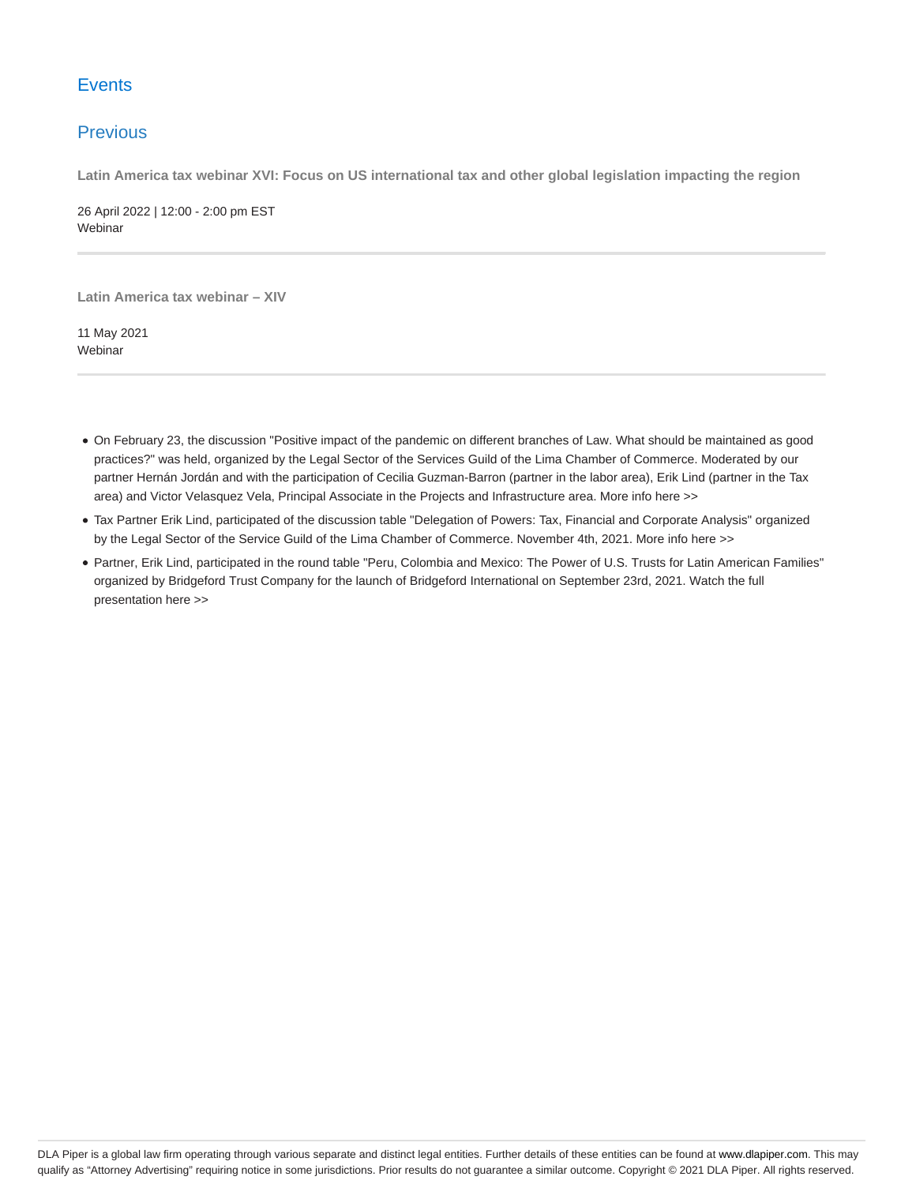## Events

### Previous

**Latin America tax webinar XVI: Focus on US international tax and other global legislation impacting the region**

26 April 2022 | 12:00 - 2:00 pm EST
Webinar

**Latin America tax webinar – XIV**

11 May 2021
Webinar

- On February 23, the discussion "Positive impact of the pandemic on different branches of Law. What should be maintained as good practices?" was held, organized by the Legal Sector of the Services Guild of the Lima Chamber of Commerce. Moderated by our partner Hernán Jordán and with the participation of Cecilia Guzman-Barron (partner in the labor area), Erik Lind (partner in the Tax area) and Victor Velasquez Vela, Principal Associate in the Projects and Infrastructure area. More info here >>
- Tax Partner Erik Lind, participated of the discussion table "Delegation of Powers: Tax, Financial and Corporate Analysis" organized by the Legal Sector of the Service Guild of the Lima Chamber of Commerce. November 4th, 2021. More info here >>
- Partner, Erik Lind, participated in the round table "Peru, Colombia and Mexico: The Power of U.S. Trusts for Latin American Families" organized by Bridgeford Trust Company for the launch of Bridgeford International on September 23rd, 2021. Watch the full presentation here >>

DLA Piper is a global law firm operating through various separate and distinct legal entities. Further details of these entities can be found at www.dlapiper.com. This may qualify as "Attorney Advertising" requiring notice in some jurisdictions. Prior results do not guarantee a similar outcome. Copyright © 2021 DLA Piper. All rights reserved.